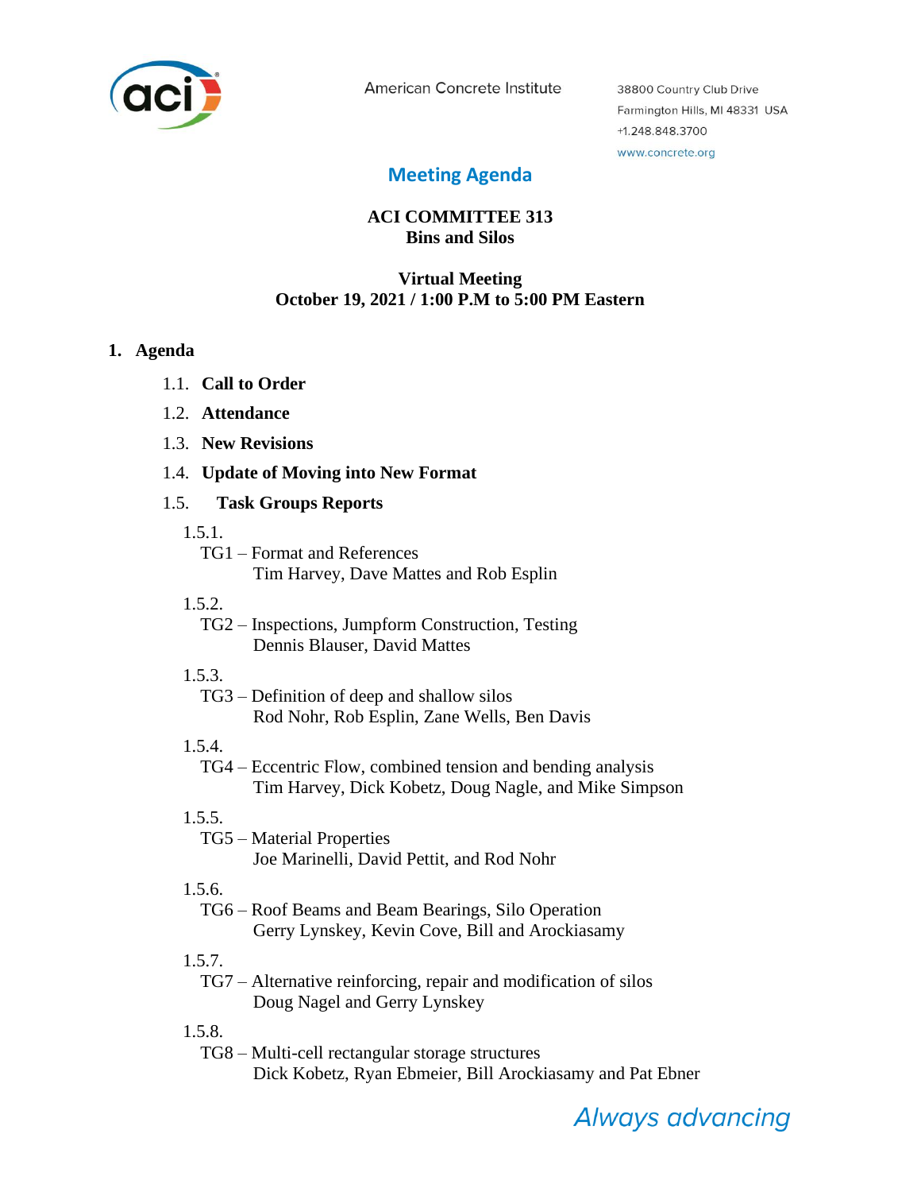American Concrete Institute

38800 Country Club Drive
Farmington Hills, MI 48331 USA
+1.248.848.3700
www.concrete.org

# Meeting Agenda

**ACI COMMITTEE 313**
**Bins and Silos**

**Virtual Meeting**
**October 19, 2021 / 1:00 P.M to 5:00 PM Eastern**

## 1. Agenda

1.1. **Call to Order**

1.2. **Attendance**

1.3. **New Revisions**

1.4. **Update of Moving into New Format**

1.5. **Task Groups Reports**

1.5.1.
TG1 – Format and References
Tim Harvey, Dave Mattes and Rob Esplin

1.5.2.
TG2 – Inspections, Jumpform Construction, Testing
Dennis Blauser, David Mattes

1.5.3.
TG3 – Definition of deep and shallow silos
Rod Nohr, Rob Esplin, Zane Wells, Ben Davis

1.5.4.
TG4 – Eccentric Flow, combined tension and bending analysis
Tim Harvey, Dick Kobetz, Doug Nagle, and Mike Simpson

1.5.5.
TG5 – Material Properties
Joe Marinelli, David Pettit, and Rod Nohr

1.5.6.
TG6 – Roof Beams and Beam Bearings, Silo Operation
Gerry Lynskey, Kevin Cove, Bill and Arockiasamy

1.5.7.
TG7 – Alternative reinforcing, repair and modification of silos
Doug Nagel and Gerry Lynskey

1.5.8.
TG8 – Multi-cell rectangular storage structures
Dick Kobetz, Ryan Ebmeier, Bill Arockiasamy and Pat Ebner

*Always advancing*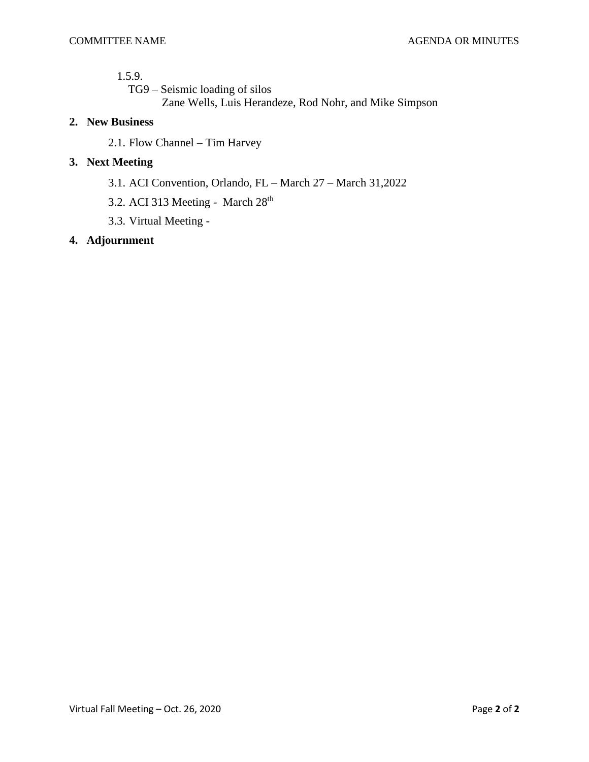1.5.9.
TG9 – Seismic loading of silos
Zane Wells, Luis Herandeze, Rod Nohr, and Mike Simpson

**2. New Business**

2.1. Flow Channel – Tim Harvey

**3. Next Meeting**

3.1. ACI Convention, Orlando, FL – March 27 – March 31,2022

3.2. ACI 313 Meeting - March 28th

3.3. Virtual Meeting -

**4. Adjournment**